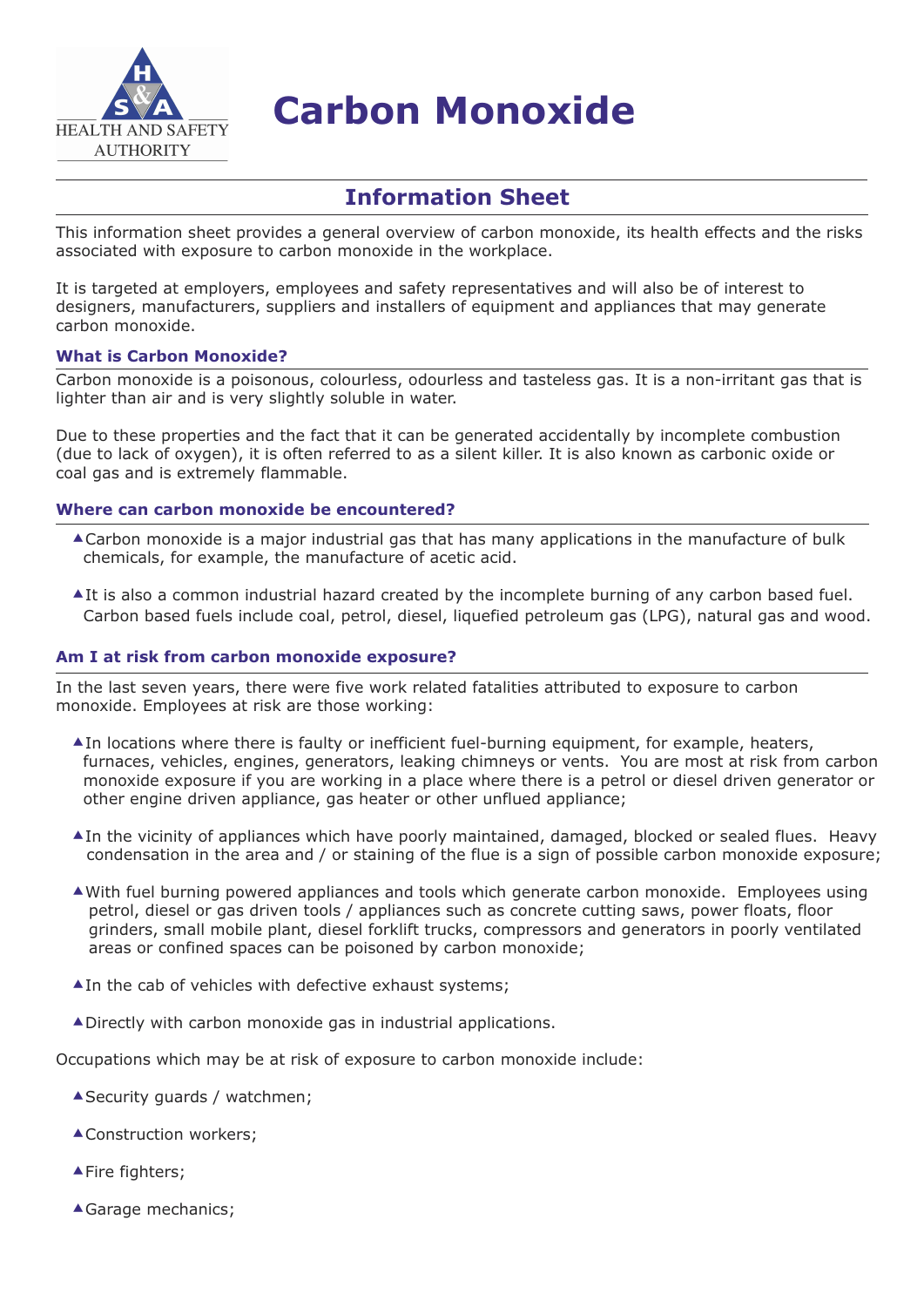HEALTH AND SAFETY AUTHORITY

# Carbon Monoxide

## Information Sheet

This information sheet provides a general overview of carbon monoxide, its health effects and the risks associated with exposure to carbon monoxide in the workplace.

It is targeted at employers, employees and safety representatives and will also be of interest to designers, manufacturers, suppliers and installers of equipment and appliances that may generate carbon monoxide.

### What is Carbon Monoxide?

Carbon monoxide is a poisonous, colourless, odourless and tasteless gas. It is a non-irritant gas that is lighter than air and is very slightly soluble in water.

Due to these properties and the fact that it can be generated accidentally by incomplete combustion (due to lack of oxygen), it is often referred to as a silent killer. It is also known as carbonic oxide or coal gas and is extremely flammable.

### Where can carbon monoxide be encountered?

- Carbon monoxide is a major industrial gas that has many applications in the manufacture of bulk chemicals, for example, the manufacture of acetic acid.
- It is also a common industrial hazard created by the incomplete burning of any carbon based fuel. Carbon based fuels include coal, petrol, diesel, liquefied petroleum gas (LPG), natural gas and wood.

### Am I at risk from carbon monoxide exposure?

In the last seven years, there were five work related fatalities attributed to exposure to carbon monoxide. Employees at risk are those working:

- In locations where there is faulty or inefficient fuel-burning equipment, for example, heaters, furnaces, vehicles, engines, generators, leaking chimneys or vents. You are most at risk from carbon monoxide exposure if you are working in a place where there is a petrol or diesel driven generator or other engine driven appliance, gas heater or other unflued appliance;
- In the vicinity of appliances which have poorly maintained, damaged, blocked or sealed flues. Heavy condensation in the area and / or staining of the flue is a sign of possible carbon monoxide exposure;
- With fuel burning powered appliances and tools which generate carbon monoxide. Employees using petrol, diesel or gas driven tools / appliances such as concrete cutting saws, power floats, floor grinders, small mobile plant, diesel forklift trucks, compressors and generators in poorly ventilated areas or confined spaces can be poisoned by carbon monoxide;
- In the cab of vehicles with defective exhaust systems;
- Directly with carbon monoxide gas in industrial applications.

Occupations which may be at risk of exposure to carbon monoxide include:

- Security guards / watchmen;
- Construction workers;
- Fire fighters;
- Garage mechanics;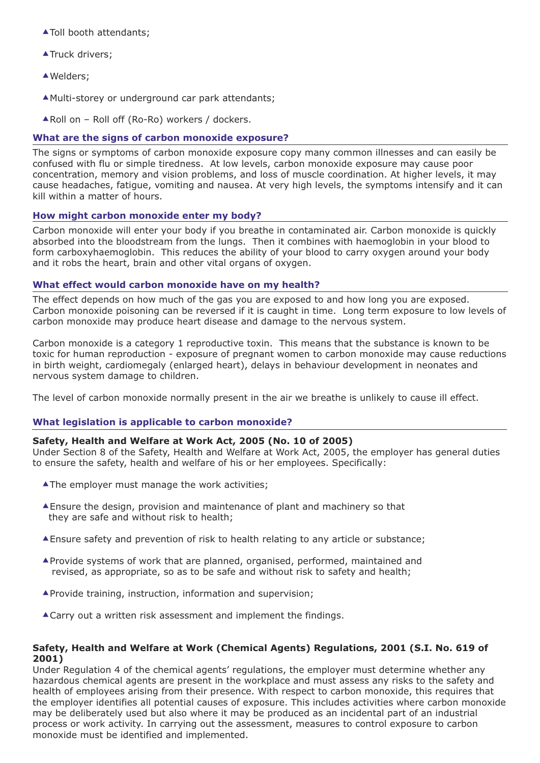- Toll booth attendants;
- Truck drivers;
- Welders;
- Multi-storey or underground car park attendants;
- Roll on – Roll off (Ro-Ro) workers / dockers.

### What are the signs of carbon monoxide exposure?

The signs or symptoms of carbon monoxide exposure copy many common illnesses and can easily be confused with flu or simple tiredness. At low levels, carbon monoxide exposure may cause poor concentration, memory and vision problems, and loss of muscle coordination. At higher levels, it may cause headaches, fatigue, vomiting and nausea. At very high levels, the symptoms intensify and it can kill within a matter of hours.

### How might carbon monoxide enter my body?

Carbon monoxide will enter your body if you breathe in contaminated air. Carbon monoxide is quickly absorbed into the bloodstream from the lungs. Then it combines with haemoglobin in your blood to form carboxyhaemoglobin. This reduces the ability of your blood to carry oxygen around your body and it robs the heart, brain and other vital organs of oxygen.

### What effect would carbon monoxide have on my health?

The effect depends on how much of the gas you are exposed to and how long you are exposed. Carbon monoxide poisoning can be reversed if it is caught in time. Long term exposure to low levels of carbon monoxide may produce heart disease and damage to the nervous system.

Carbon monoxide is a category 1 reproductive toxin. This means that the substance is known to be toxic for human reproduction - exposure of pregnant women to carbon monoxide may cause reductions in birth weight, cardiomegaly (enlarged heart), delays in behaviour development in neonates and nervous system damage to children.

The level of carbon monoxide normally present in the air we breathe is unlikely to cause ill effect.

### What legislation is applicable to carbon monoxide?

**Safety, Health and Welfare at Work Act, 2005 (No. 10 of 2005)**
Under Section 8 of the Safety, Health and Welfare at Work Act, 2005, the employer has general duties to ensure the safety, health and welfare of his or her employees. Specifically:

- The employer must manage the work activities;
- Ensure the design, provision and maintenance of plant and machinery so that they are safe and without risk to health;
- Ensure safety and prevention of risk to health relating to any article or substance;
- Provide systems of work that are planned, organised, performed, maintained and revised, as appropriate, so as to be safe and without risk to safety and health;
- Provide training, instruction, information and supervision;
- Carry out a written risk assessment and implement the findings.

**Safety, Health and Welfare at Work (Chemical Agents) Regulations, 2001 (S.I. No. 619 of 2001)**
Under Regulation 4 of the chemical agents' regulations, the employer must determine whether any hazardous chemical agents are present in the workplace and must assess any risks to the safety and health of employees arising from their presence. With respect to carbon monoxide, this requires that the employer identifies all potential causes of exposure. This includes activities where carbon monoxide may be deliberately used but also where it may be produced as an incidental part of an industrial process or work activity. In carrying out the assessment, measures to control exposure to carbon monoxide must be identified and implemented.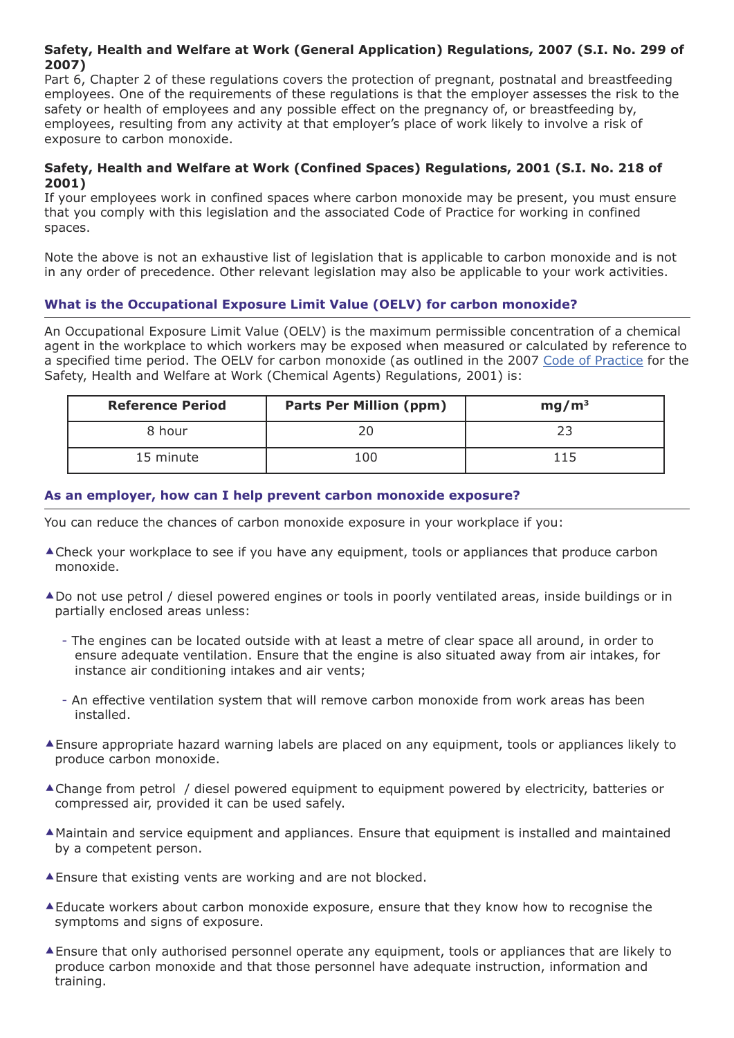**Safety, Health and Welfare at Work (General Application) Regulations, 2007 (S.I. No. 299 of 2007)**

Part 6, Chapter 2 of these regulations covers the protection of pregnant, postnatal and breastfeeding employees. One of the requirements of these regulations is that the employer assesses the risk to the safety or health of employees and any possible effect on the pregnancy of, or breastfeeding by, employees, resulting from any activity at that employer's place of work likely to involve a risk of exposure to carbon monoxide.

**Safety, Health and Welfare at Work (Confined Spaces) Regulations, 2001 (S.I. No. 218 of 2001)**

If your employees work in confined spaces where carbon monoxide may be present, you must ensure that you comply with this legislation and the associated Code of Practice for working in confined spaces.

Note the above is not an exhaustive list of legislation that is applicable to carbon monoxide and is not in any order of precedence. Other relevant legislation may also be applicable to your work activities.

### What is the Occupational Exposure Limit Value (OELV) for carbon monoxide?

An Occupational Exposure Limit Value (OELV) is the maximum permissible concentration of a chemical agent in the workplace to which workers may be exposed when measured or calculated by reference to a specified time period. The OELV for carbon monoxide (as outlined in the 2007 Code of Practice for the Safety, Health and Welfare at Work (Chemical Agents) Regulations, 2001) is:

| Reference Period | Parts Per Million (ppm) | $mg/m^3$ |
|---|---|---|
| 8 hour | 20 | 23 |
| 15 minute | 100 | 115 |

### As an employer, how can I help prevent carbon monoxide exposure?

You can reduce the chances of carbon monoxide exposure in your workplace if you:

- Check your workplace to see if you have any equipment, tools or appliances that produce carbon monoxide.
- Do not use petrol / diesel powered engines or tools in poorly ventilated areas, inside buildings or in partially enclosed areas unless:
  - The engines can be located outside with at least a metre of clear space all around, in order to ensure adequate ventilation. Ensure that the engine is also situated away from air intakes, for instance air conditioning intakes and air vents;
  - An effective ventilation system that will remove carbon monoxide from work areas has been installed.
- Ensure appropriate hazard warning labels are placed on any equipment, tools or appliances likely to produce carbon monoxide.
- Change from petrol / diesel powered equipment to equipment powered by electricity, batteries or compressed air, provided it can be used safely.
- Maintain and service equipment and appliances. Ensure that equipment is installed and maintained by a competent person.
- Ensure that existing vents are working and are not blocked.
- Educate workers about carbon monoxide exposure, ensure that they know how to recognise the symptoms and signs of exposure.
- Ensure that only authorised personnel operate any equipment, tools or appliances that are likely to produce carbon monoxide and that those personnel have adequate instruction, information and training.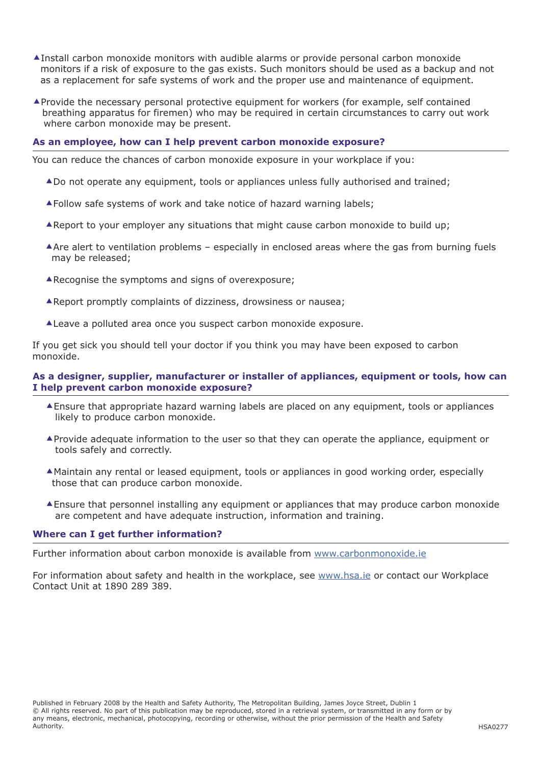- Install carbon monoxide monitors with audible alarms or provide personal carbon monoxide monitors if a risk of exposure to the gas exists. Such monitors should be used as a backup and not as a replacement for safe systems of work and the proper use and maintenance of equipment.

- Provide the necessary personal protective equipment for workers (for example, self contained breathing apparatus for firemen) who may be required in certain circumstances to carry out work where carbon monoxide may be present.

## As an employee, how can I help prevent carbon monoxide exposure?

You can reduce the chances of carbon monoxide exposure in your workplace if you:

- Do not operate any equipment, tools or appliances unless fully authorised and trained;
- Follow safe systems of work and take notice of hazard warning labels;
- Report to your employer any situations that might cause carbon monoxide to build up;
- Are alert to ventilation problems – especially in enclosed areas where the gas from burning fuels may be released;
- Recognise the symptoms and signs of overexposure;
- Report promptly complaints of dizziness, drowsiness or nausea;
- Leave a polluted area once you suspect carbon monoxide exposure.

If you get sick you should tell your doctor if you think you may have been exposed to carbon monoxide.

## As a designer, supplier, manufacturer or installer of appliances, equipment or tools, how can I help prevent carbon monoxide exposure?

- Ensure that appropriate hazard warning labels are placed on any equipment, tools or appliances likely to produce carbon monoxide.
- Provide adequate information to the user so that they can operate the appliance, equipment or tools safely and correctly.
- Maintain any rental or leased equipment, tools or appliances in good working order, especially those that can produce carbon monoxide.
- Ensure that personnel installing any equipment or appliances that may produce carbon monoxide are competent and have adequate instruction, information and training.

## Where can I get further information?

Further information about carbon monoxide is available from www.carbonmonoxide.ie

For information about safety and health in the workplace, see www.hsa.ie or contact our Workplace Contact Unit at 1890 289 389.

Published in February 2008 by the Health and Safety Authority, The Metropolitan Building, James Joyce Street, Dublin 1
© All rights reserved. No part of this publication may be reproduced, stored in a retrieval system, or transmitted in any form or by any means, electronic, mechanical, photocopying, recording or otherwise, without the prior permission of the Health and Safety Authority.

HSA0277